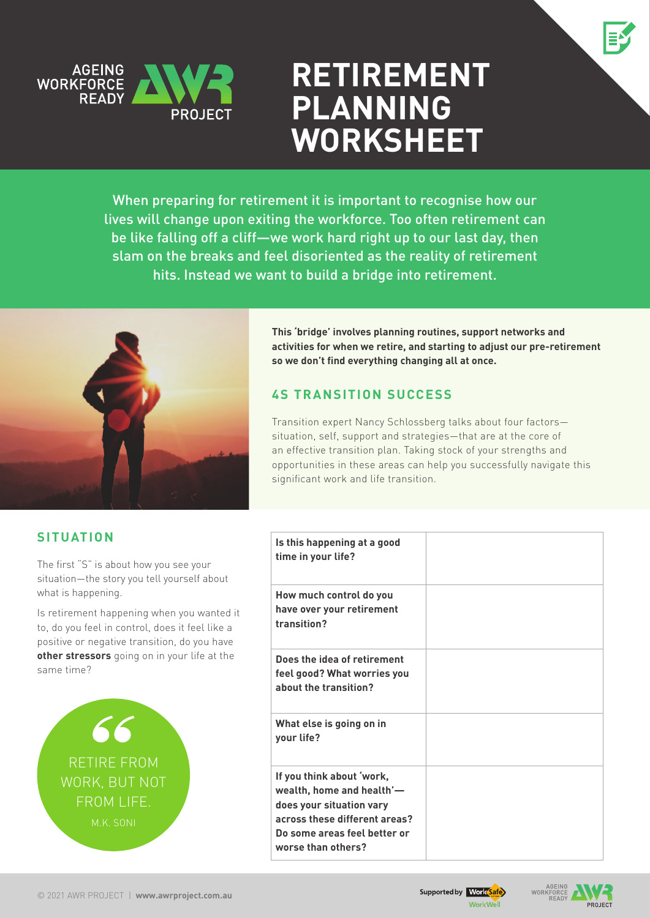# RETIREMENT PLANNING WORKSHEET

When preparing for retirement it is important to recognise how our lives will change upon exiting the workforce. Too often retirement can be like falling off a cliff—we work hard right up to our last day, then slam on the breaks and feel disoriented as the reality of retirement hits. Instead we want to build a bridge into retirement.

**This 'bridge' involves planning routines, support networks and activities for when we retire, and starting to adjust our pre-retirement so we don't find everything changing all at once.**

## 4S TRANSITION SUCCESS

Transition expert Nancy Schlossberg talks about four factors—situation, self, support and strategies—that are at the core of an effective transition plan. Taking stock of your strengths and opportunities in these areas can help you successfully navigate this significant work and life transition.

## SITUATION

The first "S" is about how you see your situation—the story you tell yourself about what is happening.

Is retirement happening when you wanted it to, do you feel in control, does it feel like a positive or negative transition, do you have **other stressors** going on in your life at the same time?

> RETIRE FROM WORK, BUT NOT FROM LIFE.
>
> M.K. SONI

| | |
|---|---|
| **Is this happening at a good time in your life?** | |
| **How much control do you have over your retirement transition?** | |
| **Does the idea of retirement feel good? What worries you about the transition?** | |
| **What else is going on in your life?** | |
| **If you think about 'work, wealth, home and health'—does your situation vary across these different areas? Do some areas feel better or worse than others?** | |

© 2021 AWR PROJECT | **www.awrproject.com.au**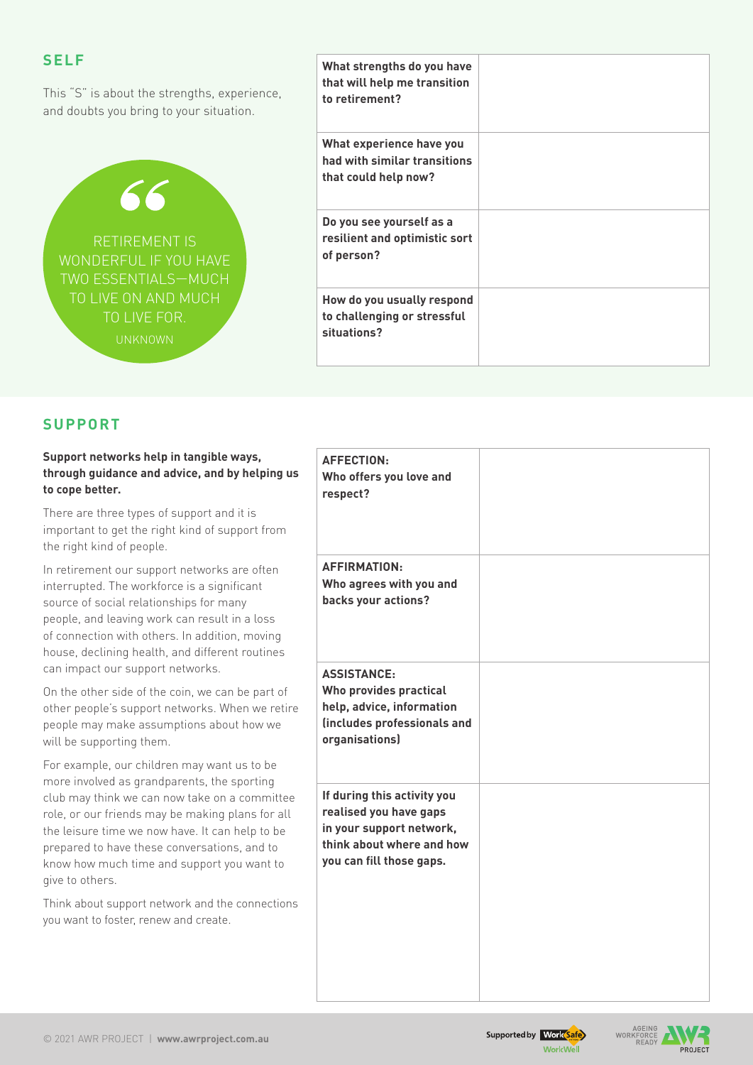## SELF

This "S" is about the strengths, experience, and doubts you bring to your situation.

> RETIREMENT IS WONDERFUL IF YOU HAVE TWO ESSENTIALS—MUCH TO LIVE ON AND MUCH TO LIVE FOR.
>
> UNKNOWN

| | |
|---|---|
| **What strengths do you have that will help me transition to retirement?** | |
| **What experience have you had with similar transitions that could help now?** | |
| **Do you see yourself as a resilient and optimistic sort of person?** | |
| **How do you usually respond to challenging or stressful situations?** | |

## SUPPORT

**Support networks help in tangible ways, through guidance and advice, and by helping us to cope better.**

There are three types of support and it is important to get the right kind of support from the right kind of people.

In retirement our support networks are often interrupted. The workforce is a significant source of social relationships for many people, and leaving work can result in a loss of connection with others. In addition, moving house, declining health, and different routines can impact our support networks.

On the other side of the coin, we can be part of other people's support networks. When we retire people may make assumptions about how we will be supporting them.

For example, our children may want us to be more involved as grandparents, the sporting club may think we can now take on a committee role, or our friends may be making plans for all the leisure time we now have. It can help to be prepared to have these conversations, and to know how much time and support you want to give to others.

Think about support network and the connections you want to foster, renew and create.

| | |
|---|---|
| **AFFECTION: Who offers you love and respect?** | |
| **AFFIRMATION: Who agrees with you and backs your actions?** | |
| **ASSISTANCE: Who provides practical help, advice, information (includes professionals and organisations)** | |
| **If during this activity you realised you have gaps in your support network, think about where and how you can fill those gaps.** | |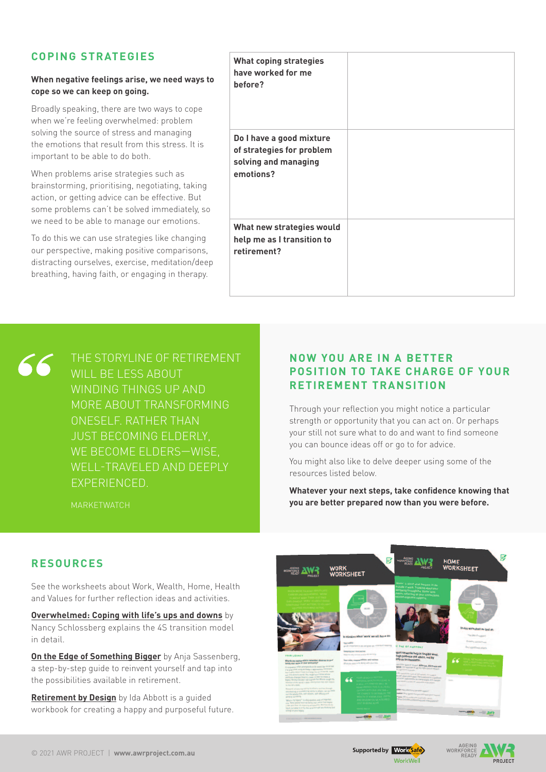## COPING STRATEGIES

**When negative feelings arise, we need ways to cope so we can keep on going.**

Broadly speaking, there are two ways to cope when we're feeling overwhelmed: problem solving the source of stress and managing the emotions that result from this stress. It is important to be able to do both.

When problems arise strategies such as brainstorming, prioritising, negotiating, taking action, or getting advice can be effective. But some problems can't be solved immediately, so we need to be able to manage our emotions.

To do this we can use strategies like changing our perspective, making positive comparisons, distracting ourselves, exercise, meditation/deep breathing, having faith, or engaging in therapy.

| | |
|---|---|
| **What coping strategies have worked for me before?** | |
| **Do I have a good mixture of strategies for problem solving and managing emotions?** | |
| **What new strategies would help me as I transition to retirement?** | |

> THE STORYLINE OF RETIREMENT WILL BE LESS ABOUT WINDING THINGS UP AND MORE ABOUT TRANSFORMING ONESELF. RATHER THAN JUST BECOMING ELDERLY, WE BECOME ELDERS—WISE, WELL-TRAVELED AND DEEPLY EXPERIENCED.
>
> MARKETWATCH

## NOW YOU ARE IN A BETTER POSITION TO TAKE CHARGE OF YOUR RETIREMENT TRANSITION

Through your reflection you might notice a particular strength or opportunity that you can act on. Or perhaps your still not sure what to do and want to find someone you can bounce ideas off or go to for advice.

You might also like to delve deeper using some of the resources listed below.

**Whatever your next steps, take confidence knowing that you are better prepared now than you were before.**

## RESOURCES

See the worksheets about Work, Wealth, Home, Health and Values for further reflection ideas and activities.

**Overwhelmed: Coping with life's ups and downs** by Nancy Schlossberg explains the 4S transition model in detail.

**On the Edge of Something Bigger** by Anja Sassenberg, a step-by-step guide to reinvent yourself and tap into the possibilities available in retirement.

**Retirement by Design** by Ida Abbott is a guided workbook for creating a happy and purposeful future.

© 2021 AWR PROJECT | **www.awrproject.com.au**

Supported by WorkSafe WorkWell